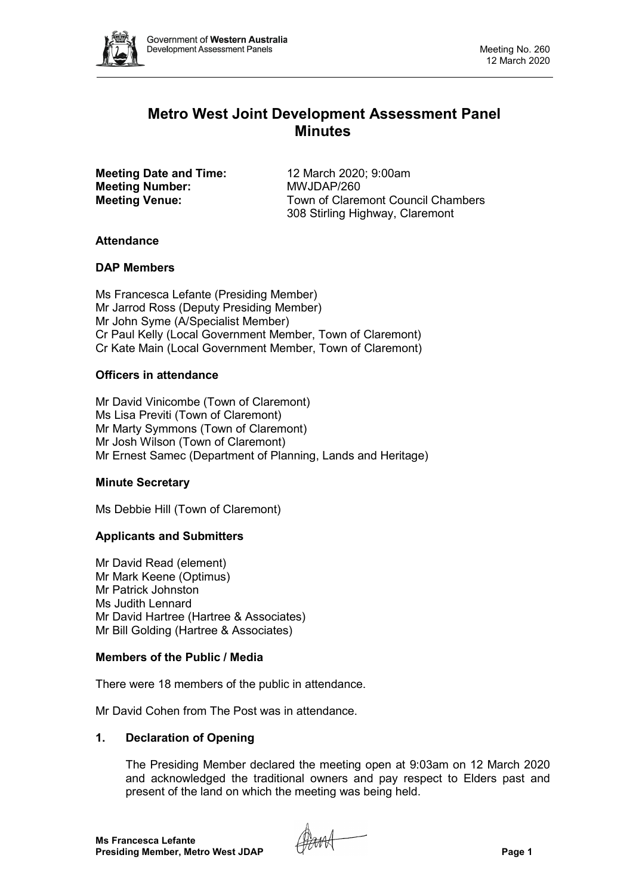# Metro West Joint Development Assessment Panel Minutes

**Meeting Date and Time:** 12 March 2020; 9:00am
**Meeting Number:** MWJDAP/260
**Meeting Venue:** Town of Claremont Council Chambers
308 Stirling Highway, Claremont

### Attendance

### DAP Members

Ms Francesca Lefante (Presiding Member)
Mr Jarrod Ross (Deputy Presiding Member)
Mr John Syme (A/Specialist Member)
Cr Paul Kelly (Local Government Member, Town of Claremont)
Cr Kate Main (Local Government Member, Town of Claremont)

### Officers in attendance

Mr David Vinicombe (Town of Claremont)
Ms Lisa Previti (Town of Claremont)
Mr Marty Symmons (Town of Claremont)
Mr Josh Wilson (Town of Claremont)
Mr Ernest Samec (Department of Planning, Lands and Heritage)

### Minute Secretary

Ms Debbie Hill (Town of Claremont)

### Applicants and Submitters

Mr David Read (element)
Mr Mark Keene (Optimus)
Mr Patrick Johnston
Ms Judith Lennard
Mr David Hartree (Hartree & Associates)
Mr Bill Golding (Hartree & Associates)

### Members of the Public / Media

There were 18 members of the public in attendance.

Mr David Cohen from The Post was in attendance.

## 1. Declaration of Opening

The Presiding Member declared the meeting open at 9:03am on 12 March 2020 and acknowledged the traditional owners and pay respect to Elders past and present of the land on which the meeting was being held.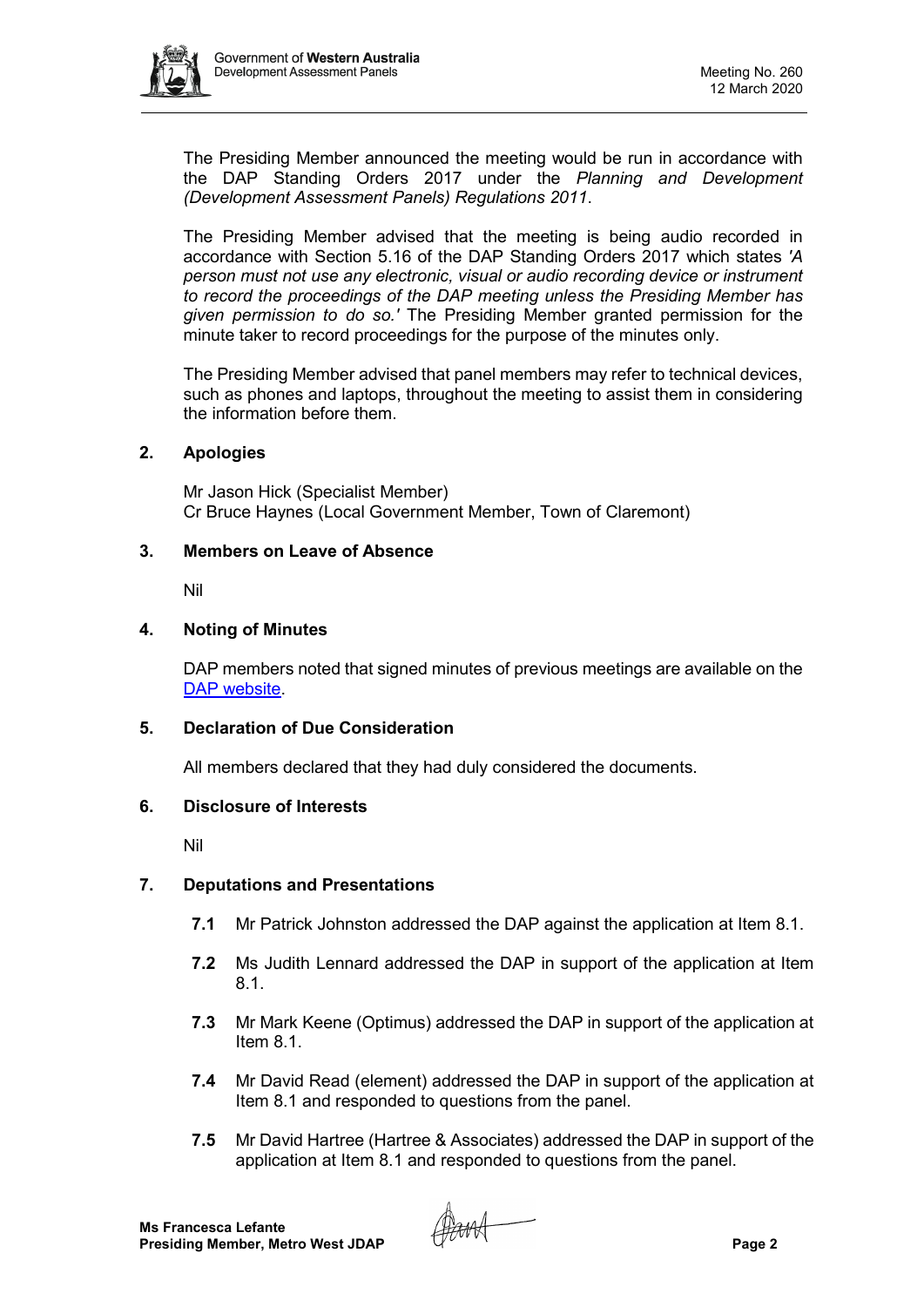The Presiding Member announced the meeting would be run in accordance with the DAP Standing Orders 2017 under the *Planning and Development (Development Assessment Panels) Regulations 2011*.

The Presiding Member advised that the meeting is being audio recorded in accordance with Section 5.16 of the DAP Standing Orders 2017 which states *'A person must not use any electronic, visual or audio recording device or instrument to record the proceedings of the DAP meeting unless the Presiding Member has given permission to do so.'* The Presiding Member granted permission for the minute taker to record proceedings for the purpose of the minutes only.

The Presiding Member advised that panel members may refer to technical devices, such as phones and laptops, throughout the meeting to assist them in considering the information before them.

## 2. Apologies

Mr Jason Hick (Specialist Member)
Cr Bruce Haynes (Local Government Member, Town of Claremont)

## 3. Members on Leave of Absence

Nil

## 4. Noting of Minutes

DAP members noted that signed minutes of previous meetings are available on the [DAP website](#).

## 5. Declaration of Due Consideration

All members declared that they had duly considered the documents.

## 6. Disclosure of Interests

Nil

## 7. Deputations and Presentations

**7.1** Mr Patrick Johnston addressed the DAP against the application at Item 8.1.

**7.2** Ms Judith Lennard addressed the DAP in support of the application at Item 8.1.

**7.3** Mr Mark Keene (Optimus) addressed the DAP in support of the application at Item 8.1.

**7.4** Mr David Read (element) addressed the DAP in support of the application at Item 8.1 and responded to questions from the panel.

**7.5** Mr David Hartree (Hartree & Associates) addressed the DAP in support of the application at Item 8.1 and responded to questions from the panel.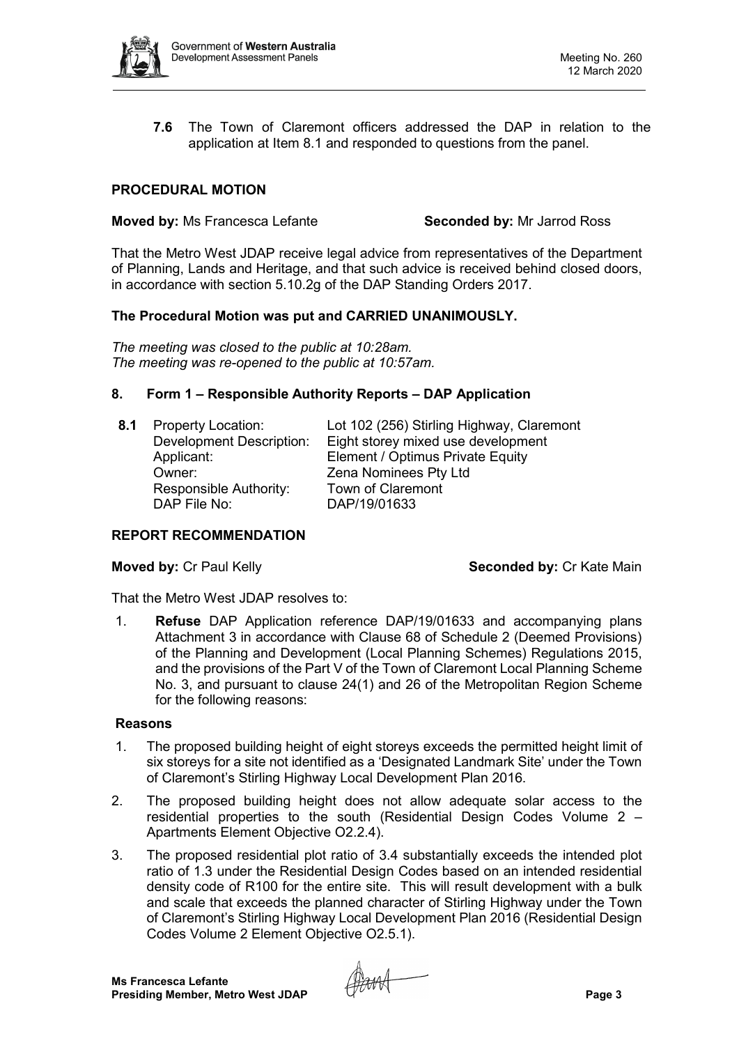**7.6** The Town of Claremont officers addressed the DAP in relation to the application at Item 8.1 and responded to questions from the panel.

## PROCEDURAL MOTION

**Moved by:** Ms Francesca Lefante **Seconded by:** Mr Jarrod Ross

That the Metro West JDAP receive legal advice from representatives of the Department of Planning, Lands and Heritage, and that such advice is received behind closed doors, in accordance with section 5.10.2g of the DAP Standing Orders 2017.

**The Procedural Motion was put and CARRIED UNANIMOUSLY.**

*The meeting was closed to the public at 10:28am.*
*The meeting was re-opened to the public at 10:57am.*

## 8. Form 1 – Responsible Authority Reports – DAP Application

**8.1** Property Location: Lot 102 (256) Stirling Highway, Claremont
Development Description: Eight storey mixed use development
Applicant: Element / Optimus Private Equity
Owner: Zena Nominees Pty Ltd
Responsible Authority: Town of Claremont
DAP File No: DAP/19/01633

## REPORT RECOMMENDATION

**Moved by:** Cr Paul Kelly **Seconded by:** Cr Kate Main

That the Metro West JDAP resolves to:

1. **Refuse** DAP Application reference DAP/19/01633 and accompanying plans Attachment 3 in accordance with Clause 68 of Schedule 2 (Deemed Provisions) of the Planning and Development (Local Planning Schemes) Regulations 2015, and the provisions of the Part V of the Town of Claremont Local Planning Scheme No. 3, and pursuant to clause 24(1) and 26 of the Metropolitan Region Scheme for the following reasons:

**Reasons**

1. The proposed building height of eight storeys exceeds the permitted height limit of six storeys for a site not identified as a 'Designated Landmark Site' under the Town of Claremont's Stirling Highway Local Development Plan 2016.
2. The proposed building height does not allow adequate solar access to the residential properties to the south (Residential Design Codes Volume 2 – Apartments Element Objective O2.2.4).
3. The proposed residential plot ratio of 3.4 substantially exceeds the intended plot ratio of 1.3 under the Residential Design Codes based on an intended residential density code of R100 for the entire site. This will result development with a bulk and scale that exceeds the planned character of Stirling Highway under the Town of Claremont's Stirling Highway Local Development Plan 2016 (Residential Design Codes Volume 2 Element Objective O2.5.1).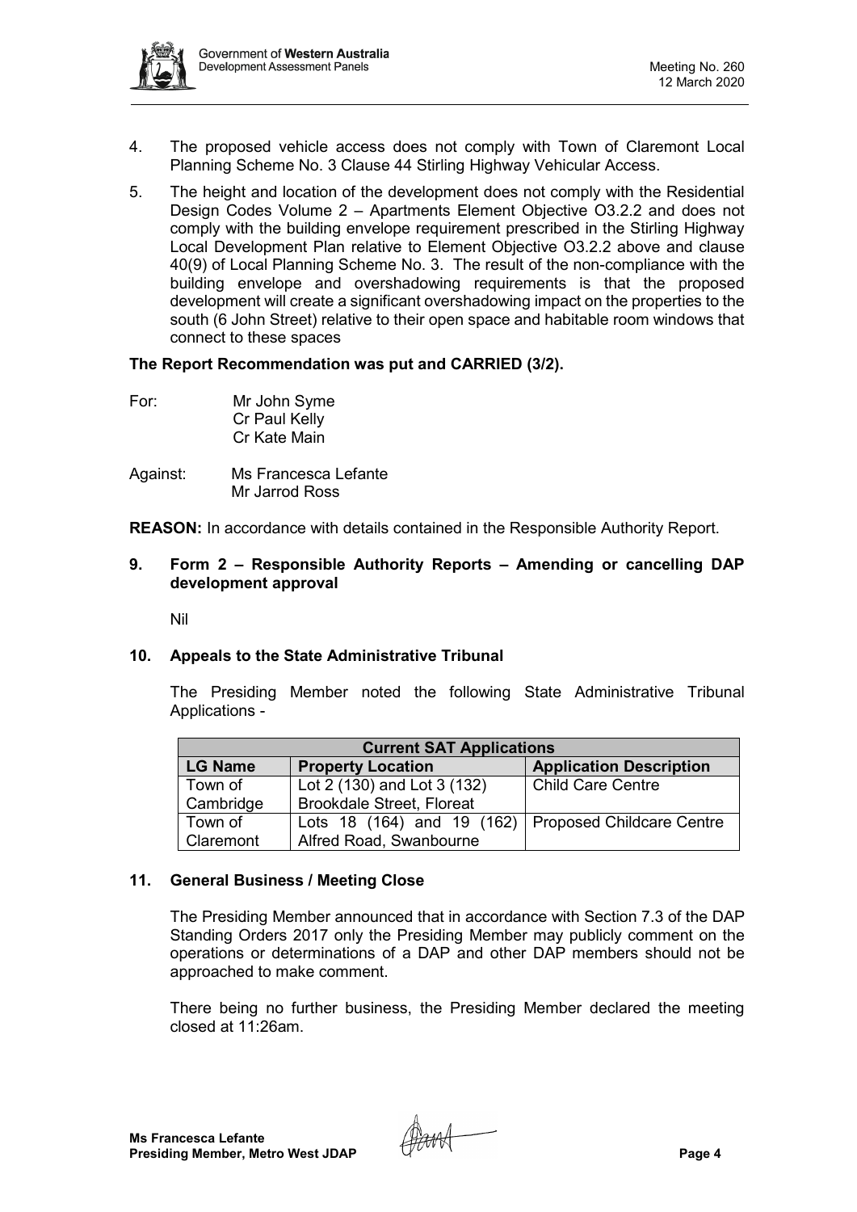4. The proposed vehicle access does not comply with Town of Claremont Local Planning Scheme No. 3 Clause 44 Stirling Highway Vehicular Access.
5. The height and location of the development does not comply with the Residential Design Codes Volume 2 – Apartments Element Objective O3.2.2 and does not comply with the building envelope requirement prescribed in the Stirling Highway Local Development Plan relative to Element Objective O3.2.2 above and clause 40(9) of Local Planning Scheme No. 3. The result of the non-compliance with the building envelope and overshadowing requirements is that the proposed development will create a significant overshadowing impact on the properties to the south (6 John Street) relative to their open space and habitable room windows that connect to these spaces

**The Report Recommendation was put and CARRIED (3/2).**

For: Mr John Syme
Cr Paul Kelly
Cr Kate Main

Against: Ms Francesca Lefante
Mr Jarrod Ross

**REASON:** In accordance with details contained in the Responsible Authority Report.

## 9. Form 2 – Responsible Authority Reports – Amending or cancelling DAP development approval

Nil

## 10. Appeals to the State Administrative Tribunal

The Presiding Member noted the following State Administrative Tribunal Applications -

| **Current SAT Applications** | | |
|---|---|---|
| **LG Name** | **Property Location** | **Application Description** |
| Town of Cambridge | Lot 2 (130) and Lot 3 (132) Brookdale Street, Floreat | Child Care Centre |
| Town of Claremont | Lots 18 (164) and 19 (162) Alfred Road, Swanbourne | Proposed Childcare Centre |

## 11. General Business / Meeting Close

The Presiding Member announced that in accordance with Section 7.3 of the DAP Standing Orders 2017 only the Presiding Member may publicly comment on the operations or determinations of a DAP and other DAP members should not be approached to make comment.

There being no further business, the Presiding Member declared the meeting closed at 11:26am.

**Ms Francesca Lefante**
**Presiding Member, Metro West JDAP**